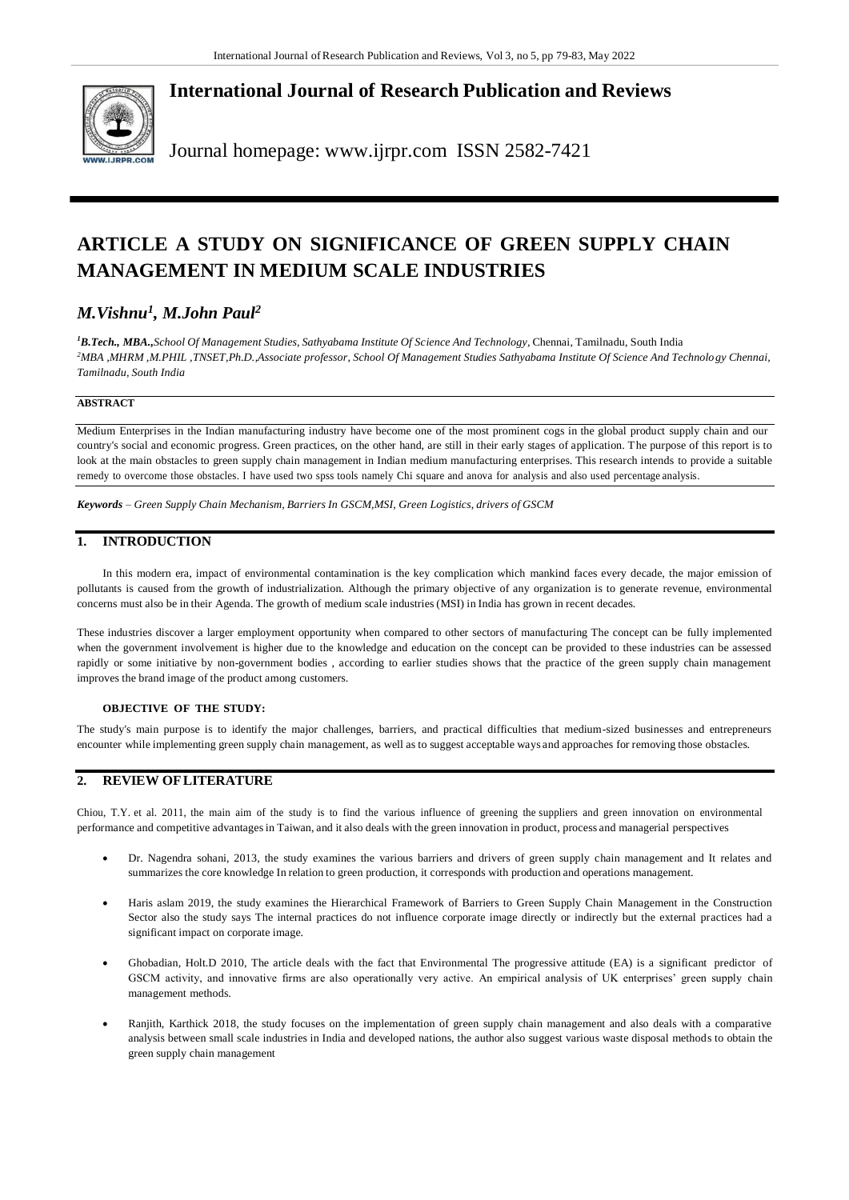# International Journal of Research Publication and Reviews

Journal homepage: www.ijrpr.com ISSN 2582-7421

# ARTICLE A STUDY ON SIGNIFICANCE OF GREEN SUPPLY CHAIN MANAGEMENT IN MEDIUM SCALE INDUSTRIES

## *M.Vishnu[1], M.John Paul[2]*

[1]***B.Tech., MBA.,****School Of Management Studies, Sathyabama Institute Of Science And Technology,* Chennai, Tamilnadu, South India
[2]*MBA ,MHRM ,M.PHIL ,TNSET,Ph.D.,Associate professor, School Of Management Studies Sathyabama Institute Of Science And Technology Chennai, Tamilnadu, South India*

**ABSTRACT**

Medium Enterprises in the Indian manufacturing industry have become one of the most prominent cogs in the global product supply chain and our country's social and economic progress. Green practices, on the other hand, are still in their early stages of application. The purpose of this report is to look at the main obstacles to green supply chain management in Indian medium manufacturing enterprises. This research intends to provide a suitable remedy to overcome those obstacles. I have used two spss tools namely Chi square and anova for analysis and also used percentage analysis.

***Keywords*** *– Green Supply Chain Mechanism, Barriers In GSCM,MSI, Green Logistics, drivers of GSCM*

## 1. INTRODUCTION

In this modern era, impact of environmental contamination is the key complication which mankind faces every decade, the major emission of pollutants is caused from the growth of industrialization. Although the primary objective of any organization is to generate revenue, environmental concerns must also be in their Agenda. The growth of medium scale industries (MSI) in India has grown in recent decades.

These industries discover a larger employment opportunity when compared to other sectors of manufacturing The concept can be fully implemented when the government involvement is higher due to the knowledge and education on the concept can be provided to these industries can be assessed rapidly or some initiative by non-government bodies , according to earlier studies shows that the practice of the green supply chain management improves the brand image of the product among customers.

**OBJECTIVE OF THE STUDY:**

The study's main purpose is to identify the major challenges, barriers, and practical difficulties that medium-sized businesses and entrepreneurs encounter while implementing green supply chain management, as well as to suggest acceptable ways and approaches for removing those obstacles.

## 2. REVIEW OF LITERATURE

Chiou, T.Y. et al. 2011, the main aim of the study is to find the various influence of greening the suppliers and green innovation on environmental performance and competitive advantages in Taiwan, and it also deals with the green innovation in product, process and managerial perspectives

- Dr. Nagendra sohani, 2013, the study examines the various barriers and drivers of green supply chain management and It relates and summarizes the core knowledge In relation to green production, it corresponds with production and operations management.
- Haris aslam 2019, the study examines the Hierarchical Framework of Barriers to Green Supply Chain Management in the Construction Sector also the study says The internal practices do not influence corporate image directly or indirectly but the external practices had a significant impact on corporate image.
- Ghobadian, Holt.D 2010, The article deals with the fact that Environmental The progressive attitude (EA) is a significant predictor of GSCM activity, and innovative firms are also operationally very active. An empirical analysis of UK enterprises' green supply chain management methods.
- Ranjith, Karthick 2018, the study focuses on the implementation of green supply chain management and also deals with a comparative analysis between small scale industries in India and developed nations, the author also suggest various waste disposal methods to obtain the green supply chain management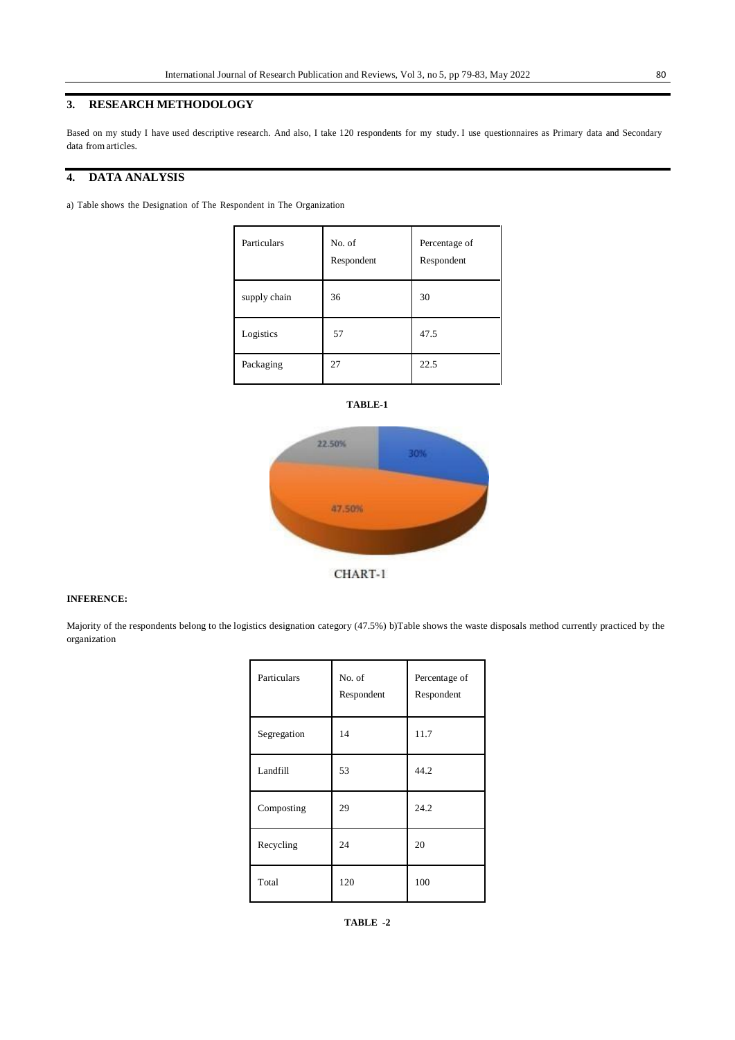## 3. RESEARCH METHODOLOGY

Based on my study I have used descriptive research. And also, I take 120 respondents for my study. I use questionnaires as Primary data and Secondary data from articles.

## 4. DATA ANALYSIS

a) Table shows the Designation of The Respondent in The Organization

| Particulars | No. of Respondent | Percentage of Respondent |
|---|---|---|
| supply chain | 36 | 30 |
| Logistics | 57 | 47.5 |
| Packaging | 27 | 22.5 |

**TABLE-1**

CHART-1

**INFERENCE:**

Majority of the respondents belong to the logistics designation category (47.5%) b)Table shows the waste disposals method currently practiced by the organization

| Particulars | No. of Respondent | Percentage of Respondent |
|---|---|---|
| Segregation | 14 | 11.7 |
| Landfill | 53 | 44.2 |
| Composting | 29 | 24.2 |
| Recycling | 24 | 20 |
| Total | 120 | 100 |

**TABLE -2**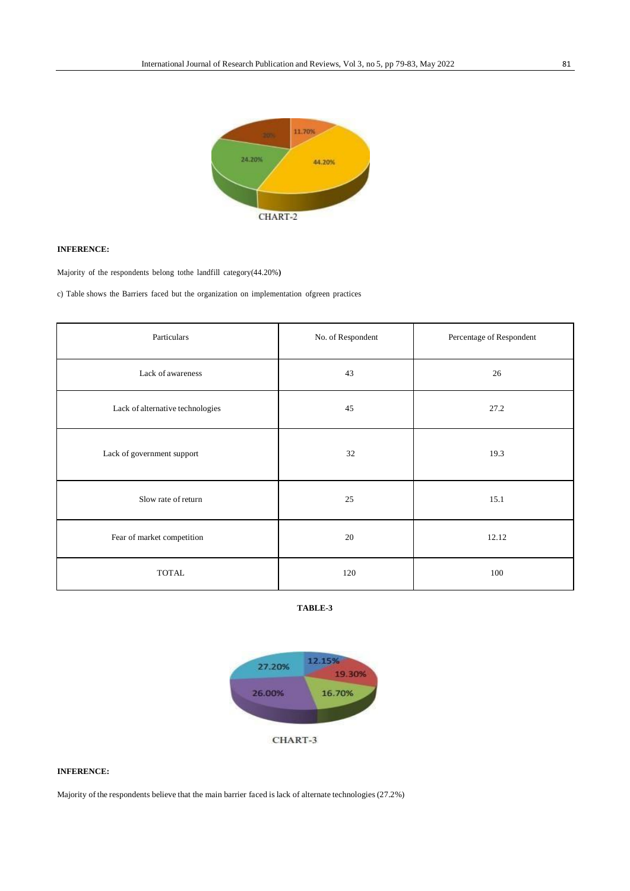CHART-2

**INFERENCE:**

Majority of the respondents belong tothe landfill category(44.20%**)**

c) Table shows the Barriers faced but the organization on implementation ofgreen practices

| Particulars | No. of Respondent | Percentage of Respondent |
|---|---|---|
| Lack of awareness | 43 | 26 |
| Lack of alternative technologies | 45 | 27.2 |
| Lack of government support | 32 | 19.3 |
| Slow rate of return | 25 | 15.1 |
| Fear of market competition | 20 | 12.12 |
| TOTAL | 120 | 100 |

**TABLE-3**

CHART-3

**INFERENCE:**

Majority of the respondents believe that the main barrier faced is lack of alternate technologies (27.2%)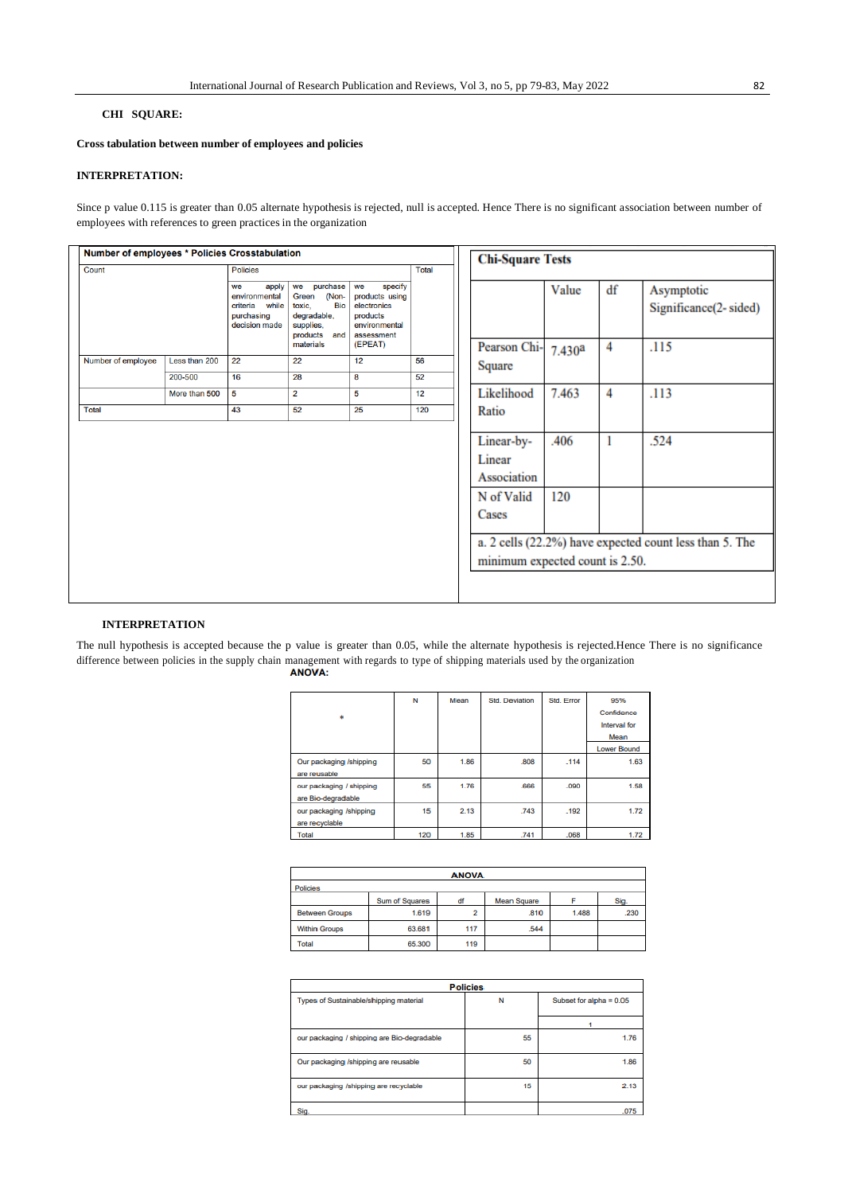**CHI SQUARE:**

**Cross tabulation between number of employees and policies**

**INTERPRETATION:**

Since p value 0.115 is greater than 0.05 alternate hypothesis is rejected, null is accepted. Hence There is no significant association between number of employees with references to green practices in the organization

**Number of employees * Policies Crosstabulation**

| Count | | Policies | | | Total |
|---|---|---|---|---|---|
| | | we apply environmental criteria while purchasing decision made | we purchase Green (Non-toxic, Bio degradable, supplies, products and materials | we specify products using electronics products environmental assessment (EPEAT) | |
| Number of employee | Less than 200 | 22 | 22 | 12 | 56 |
| | 200-500 | 16 | 28 | 8 | 52 |
| | More than 500 | 5 | 2 | 5 | 12 |
| Total | | 43 | 52 | 25 | 120 |

**Chi-Square Tests**

| | Value | df | Asymptotic Significance(2- sided) |
|---|---|---|---|
| Pearson Chi-Square | 7.430[a] | 4 | .115 |
| Likelihood Ratio | 7.463 | 4 | .113 |
| Linear-by-Linear Association | .406 | 1 | .524 |
| N of Valid Cases | 120 | | |

a. 2 cells (22.2%) have expected count less than 5. The minimum expected count is 2.50.

**INTERPRETATION**

The null hypothesis is accepted because the p value is greater than 0.05, while the alternate hypothesis is rejected.Hence There is no significance difference between policies in the supply chain management with regards to type of shipping materials used by the organization

**ANOVA:**

| * | N | Mean | Std. Deviation | Std. Error | 95% Confidence Interval for Mean |
|---|---|---|---|---|---|
| | | | | | Lower Bound |
| Our packaging /shipping are reusable | 50 | 1.86 | .808 | .114 | 1.63 |
| our packaging / shipping are Bio-degradable | 55 | 1.76 | .666 | .090 | 1.58 |
| our packaging /shipping are recyclable | 15 | 2.13 | .743 | .192 | 1.72 |
| Total | 120 | 1.85 | .741 | .068 | 1.72 |

**ANOVA**

Policies

| | Sum of Squares | df | Mean Square | F | Sig. |
|---|---|---|---|---|---|
| Between Groups | 1.619 | 2 | .810 | 1.488 | .230 |
| Within Groups | 63.681 | 117 | .544 | | |
| Total | 65.300 | 119 | | | |

**Policies**

| Types of Sustainable/shipping material | N | Subset for alpha = 0.05 |
|---|---|---|
| | | 1 |
| our packaging / shipping are Bio-degradable | 55 | 1.76 |
| Our packaging /shipping are reusable | 50 | 1.86 |
| our packaging /shipping are recyclable | 15 | 2.13 |
| Sig. | | .075 |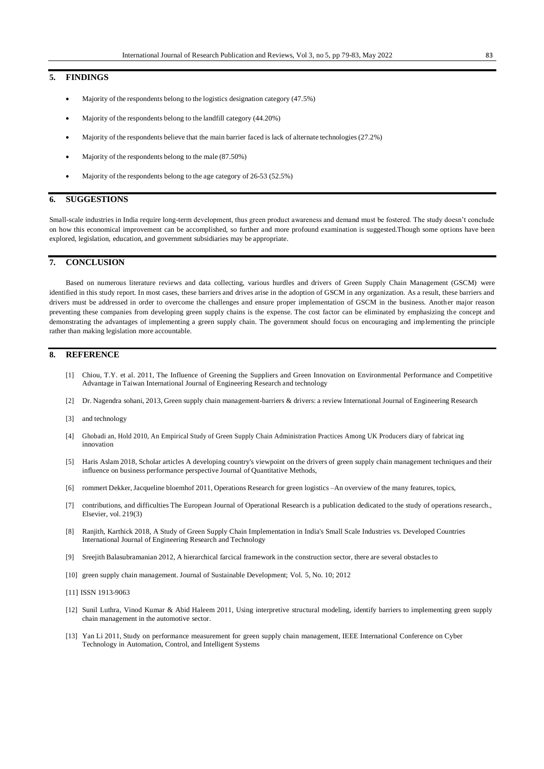## 5. FINDINGS

- Majority of the respondents belong to the logistics designation category (47.5%)
- Majority of the respondents belong to the landfill category (44.20%)
- Majority of the respondents believe that the main barrier faced is lack of alternate technologies (27.2%)
- Majority of the respondents belong to the male (87.50%)
- Majority of the respondents belong to the age category of 26-53 (52.5%)

## 6. SUGGESTIONS

Small-scale industries in India require long-term development, thus green product awareness and demand must be fostered. The study doesn't conclude on how this economical improvement can be accomplished, so further and more profound examination is suggested.Though some options have been explored, legislation, education, and government subsidiaries may be appropriate.

## 7. CONCLUSION

Based on numerous literature reviews and data collecting, various hurdles and drivers of Green Supply Chain Management (GSCM) were identified in this study report. In most cases, these barriers and drives arise in the adoption of GSCM in any organization. As a result, these barriers and drivers must be addressed in order to overcome the challenges and ensure proper implementation of GSCM in the business. Another major reason preventing these companies from developing green supply chains is the expense. The cost factor can be eliminated by emphasizing the concept and demonstrating the advantages of implementing a green supply chain. The government should focus on encouraging and implementing the principle rather than making legislation more accountable.

## 8. REFERENCE

[1] Chiou, T.Y. et al. 2011, The Influence of Greening the Suppliers and Green Innovation on Environmental Performance and Competitive Advantage in Taiwan International Journal of Engineering Research and technology

[2] Dr. Nagendra sohani, 2013, Green supply chain management-barriers & drivers: a review International Journal of Engineering Research

[3] and technology

[4] Ghobadi an, Hold 2010, An Empirical Study of Green Supply Chain Administration Practices Among UK Producers diary of fabricat ing innovation

[5] Haris Aslam 2018, Scholar articles A developing country's viewpoint on the drivers of green supply chain management techniques and their influence on business performance perspective Journal of Quantitative Methods,

[6] rommert Dekker, Jacqueline bloemhof 2011, Operations Research for green logistics –An overview of the many features, topics,

[7] contributions, and difficulties The European Journal of Operational Research is a publication dedicated to the study of operations research., Elsevier, vol. 219(3)

[8] Ranjith, Karthick 2018, A Study of Green Supply Chain Implementation in India's Small Scale Industries vs. Developed Countries International Journal of Engineering Research and Technology

[9] Sreejith Balasubramanian 2012, A hierarchical farcical framework in the construction sector, there are several obstacles to

[10] green supply chain management. Journal of Sustainable Development; Vol. 5, No. 10; 2012

[11] ISSN 1913-9063

[12] Sunil Luthra, Vinod Kumar & Abid Haleem 2011, Using interpretive structural modeling, identify barriers to implementing green supply chain management in the automotive sector.

[13] Yan Li 2011, Study on performance measurement for green supply chain management, IEEE International Conference on Cyber Technology in Automation, Control, and Intelligent Systems